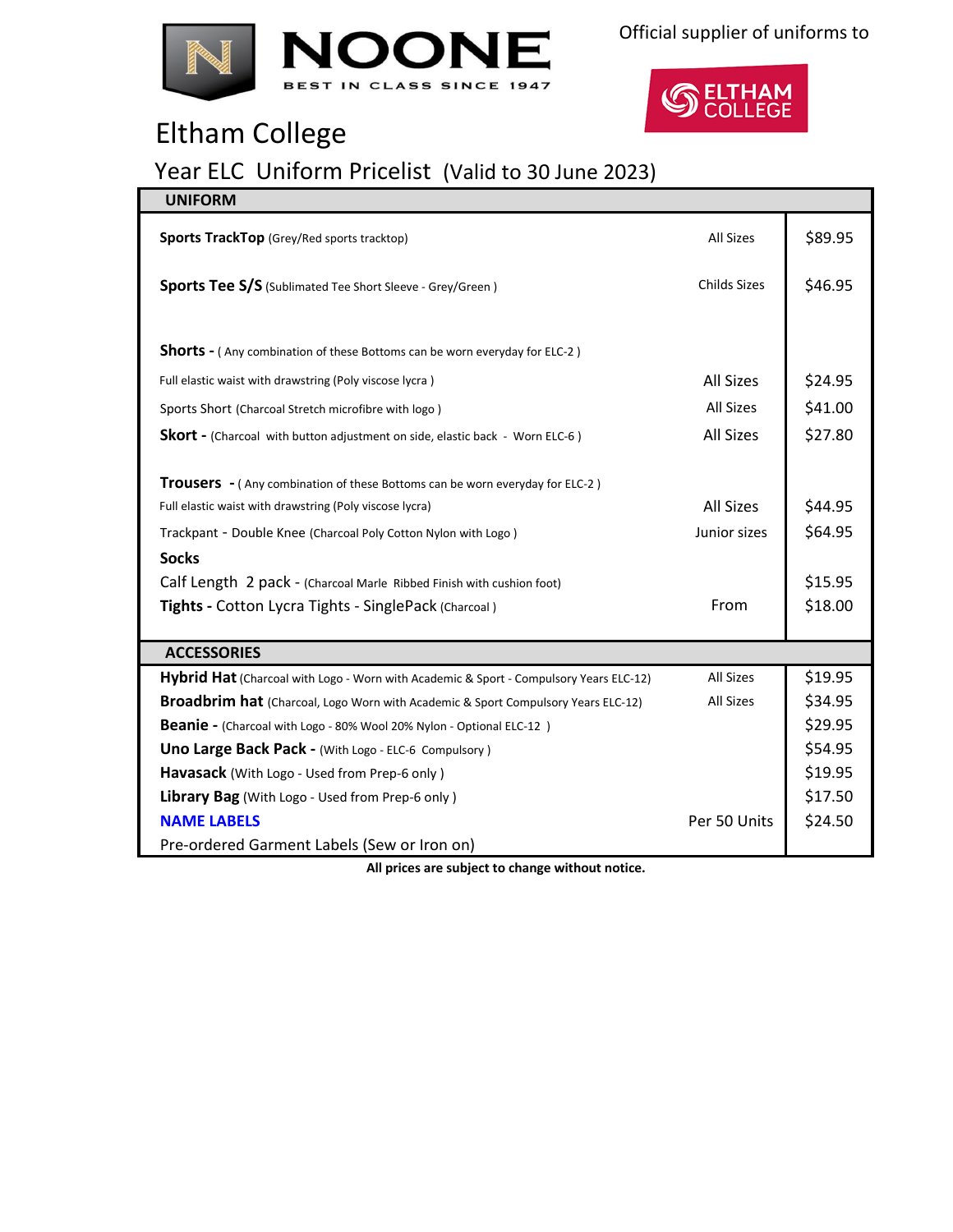NOONE

BEST IN CLASS SINCE 1947

Official supplier of uniforms to

ELTHAM COLLEGE

# Eltham College

## Year ELC Uniform Pricelist (Valid to 30 June 2023)

| UNIFORM | | |
|---|---|---|
| **Sports TrackTop** (Grey/Red sports tracktop) | All Sizes | $89.95 |
| **Sports Tee S/S** (Sublimated Tee Short Sleeve - Grey/Green ) | Childs Sizes | $46.95 |
| **Shorts -** ( Any combination of these Bottoms can be worn everyday for ELC-2 ) | | |
| Full elastic waist with drawstring (Poly viscose lycra ) | All Sizes | $24.95 |
| Sports Short (Charcoal Stretch microfibre with logo ) | All Sizes | $41.00 |
| **Skort -** (Charcoal with button adjustment on side, elastic back - Worn ELC-6 ) | All Sizes | $27.80 |
| **Trousers -** ( Any combination of these Bottoms can be worn everyday for ELC-2 ) | | |
| Full elastic waist with drawstring (Poly viscose lycra) | All Sizes | $44.95 |
| Trackpant - Double Knee (Charcoal Poly Cotton Nylon with Logo ) | Junior sizes | $64.95 |
| **Socks** | | |
| Calf Length 2 pack - (Charcoal Marle Ribbed Finish with cushion foot) | | $15.95 |
| **Tights -** Cotton Lycra Tights - SinglePack (Charcoal ) | From | $18.00 |
| **ACCESSORIES** | | |
| **Hybrid Hat** (Charcoal with Logo - Worn with Academic & Sport - Compulsory Years ELC-12) | All Sizes | $19.95 |
| **Broadbrim hat** (Charcoal, Logo Worn with Academic & Sport Compulsory Years ELC-12) | All Sizes | $34.95 |
| **Beanie -** (Charcoal with Logo - 80% Wool 20% Nylon - Optional ELC-12 ) | | $29.95 |
| **Uno Large Back Pack -** (With Logo - ELC-6 Compulsory ) | | $54.95 |
| **Havasack** (With Logo - Used from Prep-6 only ) | | $19.95 |
| **Library Bag** (With Logo - Used from Prep-6 only ) | | $17.50 |
| **NAME LABELS** | Per 50 Units | $24.50 |
| Pre-ordered Garment Labels (Sew or Iron on) | | |

**All prices are subject to change without notice.**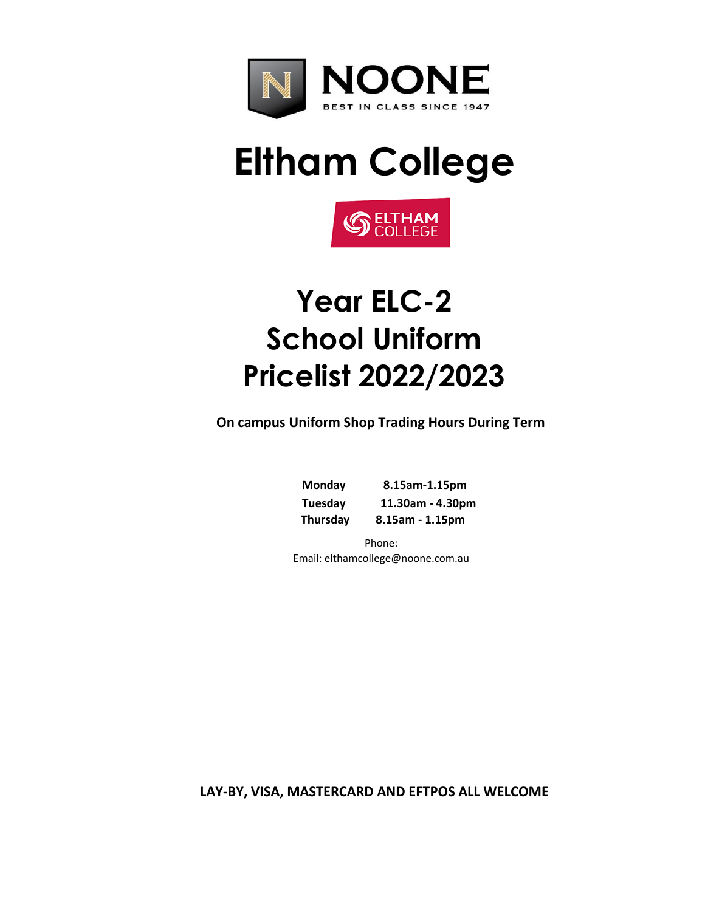NOONE

BEST IN CLASS SINCE 1947

# Eltham College

ELTHAM COLLEGE

# Year ELC-2
# School Uniform
# Pricelist 2022/2023

**On campus Uniform Shop Trading Hours During Term**

| | |
|---|---|
| **Monday** | **8.15am-1.15pm** |
| **Tuesday** | **11.30am - 4.30pm** |
| **Thursday** | **8.15am - 1.15pm** |

Phone:

Email: elthamcollege@noone.com.au

**LAY-BY, VISA, MASTERCARD AND EFTPOS ALL WELCOME**